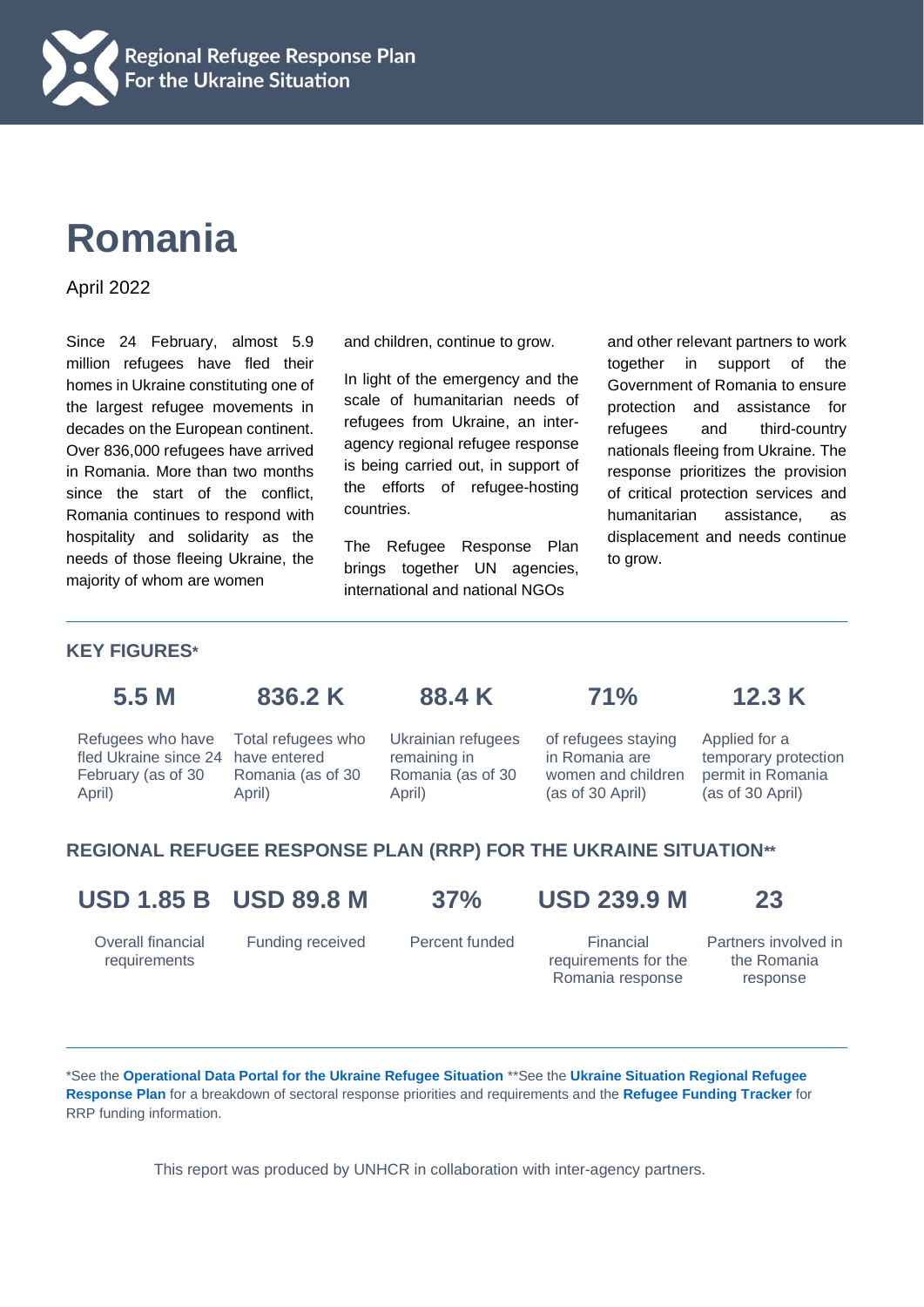Regional Refugee Response Plan
For the Ukraine Situation

# Romania

April 2022

Since 24 February, almost 5.9 million refugees have fled their homes in Ukraine constituting one of the largest refugee movements in decades on the European continent. Over 836,000 refugees have arrived in Romania. More than two months since the start of the conflict, Romania continues to respond with hospitality and solidarity as the needs of those fleeing Ukraine, the majority of whom are women and children, continue to grow.

In light of the emergency and the scale of humanitarian needs of refugees from Ukraine, an inter-agency regional refugee response is being carried out, in support of the efforts of refugee-hosting countries.

The Refugee Response Plan brings together UN agencies, international and national NGOs and other relevant partners to work together in support of the Government of Romania to ensure protection and assistance for refugees and third-country nationals fleeing from Ukraine. The response prioritizes the provision of critical protection services and humanitarian assistance, as displacement and needs continue to grow.

## KEY FIGURES*

| 5.5 M | 836.2 K | 88.4 K | 71% | 12.3 K |
|---|---|---|---|---|
| Refugees who have fled Ukraine since 24 February (as of 30 April) | Total refugees who have entered Romania (as of 30 April) | Ukrainian refugees remaining in Romania (as of 30 April) | of refugees staying in Romania are women and children (as of 30 April) | Applied for a temporary protection permit in Romania (as of 30 April) |

## REGIONAL REFUGEE RESPONSE PLAN (RRP) FOR THE UKRAINE SITUATION**

| USD 1.85 B | USD 89.8 M | 37% | USD 239.9 M | 23 |
|---|---|---|---|---|
| Overall financial requirements | Funding received | Percent funded | Financial requirements for the Romania response | Partners involved in the Romania response |

*See the **Operational Data Portal for the Ukraine Refugee Situation** **See the **Ukraine Situation Regional Refugee Response Plan** for a breakdown of sectoral response priorities and requirements and the **Refugee Funding Tracker** for RRP funding information.

This report was produced by UNHCR in collaboration with inter-agency partners.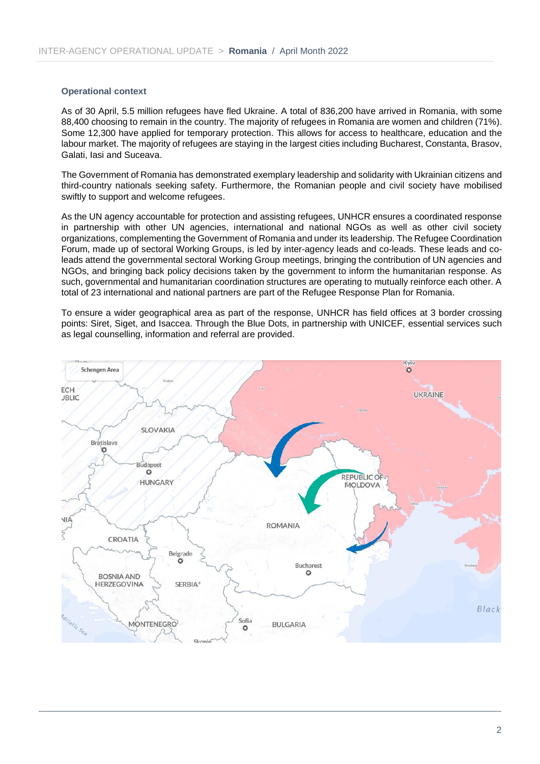### Operational context

As of 30 April, 5.5 million refugees have fled Ukraine. A total of 836,200 have arrived in Romania, with some 88,400 choosing to remain in the country. The majority of refugees in Romania are women and children (71%). Some 12,300 have applied for temporary protection. This allows for access to healthcare, education and the labour market. The majority of refugees are staying in the largest cities including Bucharest, Constanta, Brasov, Galati, Iasi and Suceava.

The Government of Romania has demonstrated exemplary leadership and solidarity with Ukrainian citizens and third-country nationals seeking safety. Furthermore, the Romanian people and civil society have mobilised swiftly to support and welcome refugees.

As the UN agency accountable for protection and assisting refugees, UNHCR ensures a coordinated response in partnership with other UN agencies, international and national NGOs as well as other civil society organizations, complementing the Government of Romania and under its leadership. The Refugee Coordination Forum, made up of sectoral Working Groups, is led by inter-agency leads and co-leads. These leads and co-leads attend the governmental sectoral Working Group meetings, bringing the contribution of UN agencies and NGOs, and bringing back policy decisions taken by the government to inform the humanitarian response. As such, governmental and humanitarian coordination structures are operating to mutually reinforce each other. A total of 23 international and national partners are part of the Refugee Response Plan for Romania.

To ensure a wider geographical area as part of the response, UNHCR has field offices at 3 border crossing points: Siret, Siget, and Isaccea. Through the Blue Dots, in partnership with UNICEF, essential services such as legal counselling, information and referral are provided.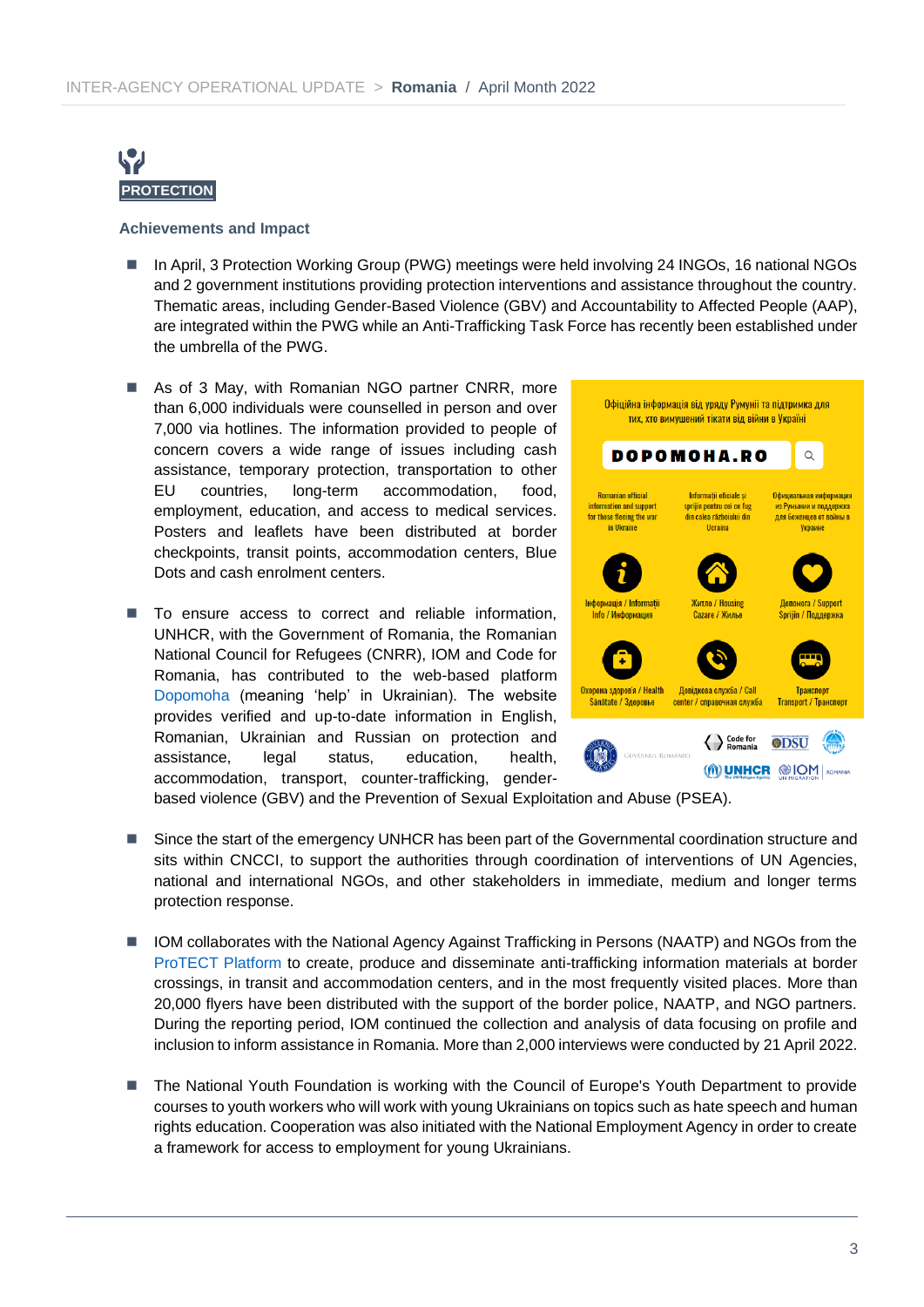## PROTECTION

### Achievements and Impact

- In April, 3 Protection Working Group (PWG) meetings were held involving 24 INGOs, 16 national NGOs and 2 government institutions providing protection interventions and assistance throughout the country. Thematic areas, including Gender-Based Violence (GBV) and Accountability to Affected People (AAP), are integrated within the PWG while an Anti-Trafficking Task Force has recently been established under the umbrella of the PWG.

- As of 3 May, with Romanian NGO partner CNRR, more than 6,000 individuals were counselled in person and over 7,000 via hotlines. The information provided to people of concern covers a wide range of issues including cash assistance, temporary protection, transportation to other EU countries, long-term accommodation, food, employment, education, and access to medical services. Posters and leaflets have been distributed at border checkpoints, transit points, accommodation centers, Blue Dots and cash enrolment centers.

- To ensure access to correct and reliable information, UNHCR, with the Government of Romania, the Romanian National Council for Refugees (CNRR), IOM and Code for Romania, has contributed to the web-based platform Dopomoha (meaning 'help' in Ukrainian). The website provides verified and up-to-date information in English, Romanian, Ukrainian and Russian on protection and assistance, legal status, education, health, accommodation, transport, counter-trafficking, gender-based violence (GBV) and the Prevention of Sexual Exploitation and Abuse (PSEA).

- Since the start of the emergency UNHCR has been part of the Governmental coordination structure and sits within CNCCI, to support the authorities through coordination of interventions of UN Agencies, national and international NGOs, and other stakeholders in immediate, medium and longer terms protection response.

- IOM collaborates with the National Agency Against Trafficking in Persons (NAATP) and NGOs from the ProTECT Platform to create, produce and disseminate anti-trafficking information materials at border crossings, in transit and accommodation centers, and in the most frequently visited places. More than 20,000 flyers have been distributed with the support of the border police, NAATP, and NGO partners. During the reporting period, IOM continued the collection and analysis of data focusing on profile and inclusion to inform assistance in Romania. More than 2,000 interviews were conducted by 21 April 2022.

- The National Youth Foundation is working with the Council of Europe's Youth Department to provide courses to youth workers who will work with young Ukrainians on topics such as hate speech and human rights education. Cooperation was also initiated with the National Employment Agency in order to create a framework for access to employment for young Ukrainians.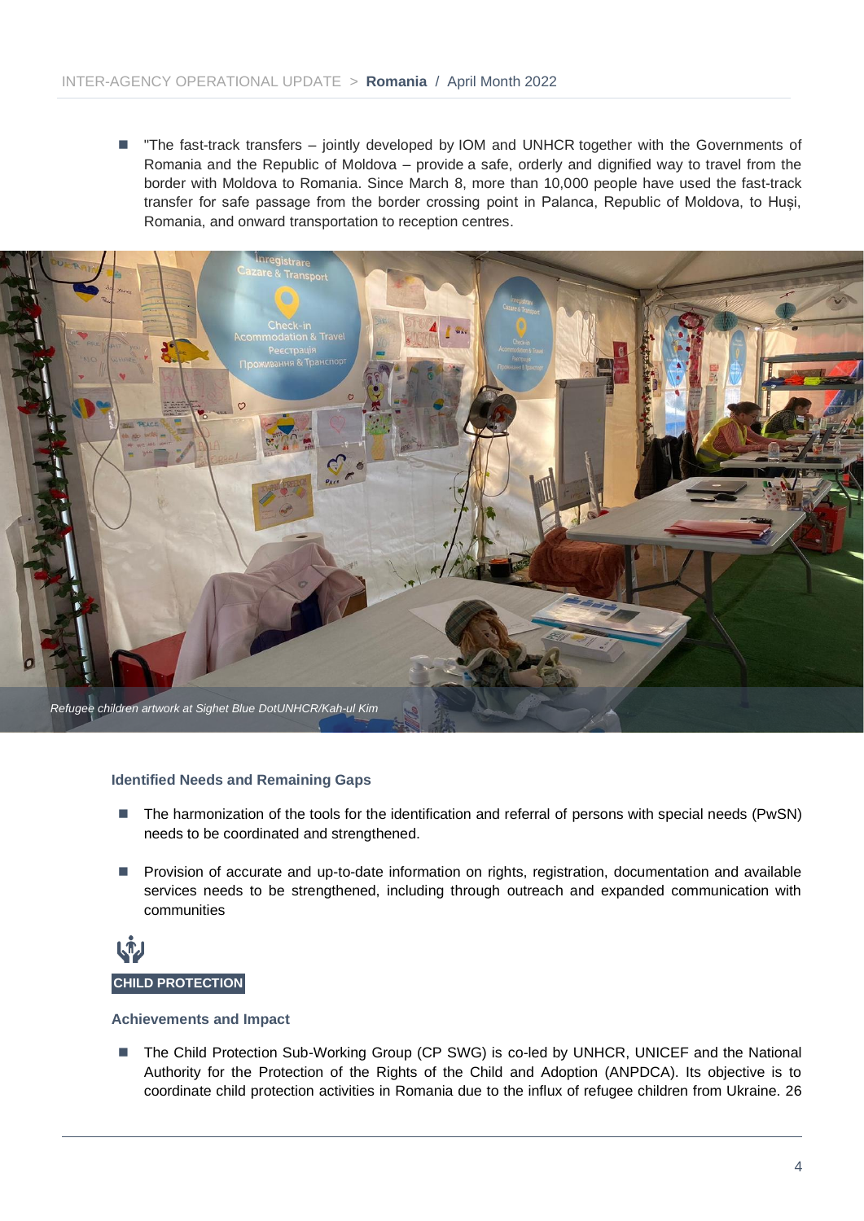- "The fast-track transfers – jointly developed by IOM and UNHCR together with the Governments of Romania and the Republic of Moldova – provide a safe, orderly and dignified way to travel from the border with Moldova to Romania. Since March 8, more than 10,000 people have used the fast-track transfer for safe passage from the border crossing point in Palanca, Republic of Moldova, to Huși, Romania, and onward transportation to reception centres.

*Refugee children artwork at Sighet Blue DotUNHCR/Kah-ul Kim*

### Identified Needs and Remaining Gaps

- The harmonization of the tools for the identification and referral of persons with special needs (PwSN) needs to be coordinated and strengthened.
- Provision of accurate and up-to-date information on rights, registration, documentation and available services needs to be strengthened, including through outreach and expanded communication with communities

## CHILD PROTECTION

### Achievements and Impact

- The Child Protection Sub-Working Group (CP SWG) is co-led by UNHCR, UNICEF and the National Authority for the Protection of the Rights of the Child and Adoption (ANPDCA). Its objective is to coordinate child protection activities in Romania due to the influx of refugee children from Ukraine. 26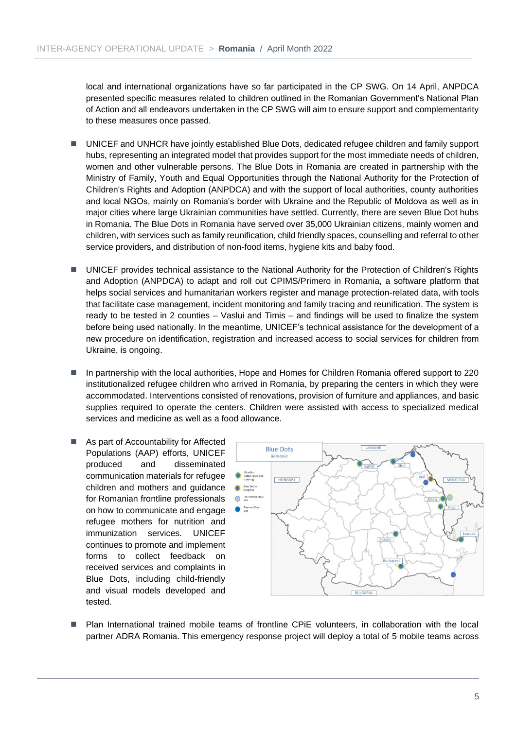local and international organizations have so far participated in the CP SWG. On 14 April, ANPDCA presented specific measures related to children outlined in the Romanian Government's National Plan of Action and all endeavors undertaken in the CP SWG will aim to ensure support and complementarity to these measures once passed.

- UNICEF and UNHCR have jointly established Blue Dots, dedicated refugee children and family support hubs, representing an integrated model that provides support for the most immediate needs of children, women and other vulnerable persons. The Blue Dots in Romania are created in partnership with the Ministry of Family, Youth and Equal Opportunities through the National Authority for the Protection of Children's Rights and Adoption (ANPDCA) and with the support of local authorities, county authorities and local NGOs, mainly on Romania's border with Ukraine and the Republic of Moldova as well as in major cities where large Ukrainian communities have settled. Currently, there are seven Blue Dot hubs in Romania. The Blue Dots in Romania have served over 35,000 Ukrainian citizens, mainly women and children, with services such as family reunification, child friendly spaces, counselling and referral to other service providers, and distribution of non-food items, hygiene kits and baby food.

- UNICEF provides technical assistance to the National Authority for the Protection of Children's Rights and Adoption (ANPDCA) to adapt and roll out CPIMS/Primero in Romania, a software platform that helps social services and humanitarian workers register and manage protection-related data, with tools that facilitate case management, incident monitoring and family tracing and reunification. The system is ready to be tested in 2 counties – Vaslui and Timis – and findings will be used to finalize the system before being used nationally. In the meantime, UNICEF's technical assistance for the development of a new procedure on identification, registration and increased access to social services for children from Ukraine, is ongoing.

- In partnership with the local authorities, Hope and Homes for Children Romania offered support to 220 institutionalized refugee children who arrived in Romania, by preparing the centers in which they were accommodated. Interventions consisted of renovations, provision of furniture and appliances, and basic supplies required to operate the centers. Children were assisted with access to specialized medical services and medicine as well as a food allowance.

- As part of Accountability for Affected Populations (AAP) efforts, UNICEF produced and disseminated communication materials for refugee children and mothers and guidance for Romanian frontline professionals on how to communicate and engage refugee mothers for nutrition and immunization services. UNICEF continues to promote and implement forms to collect feedback on received services and complaints in Blue Dots, including child-friendly and visual models developed and tested.

- Plan International trained mobile teams of frontline CPiE volunteers, in collaboration with the local partner ADRA Romania. This emergency response project will deploy a total of 5 mobile teams across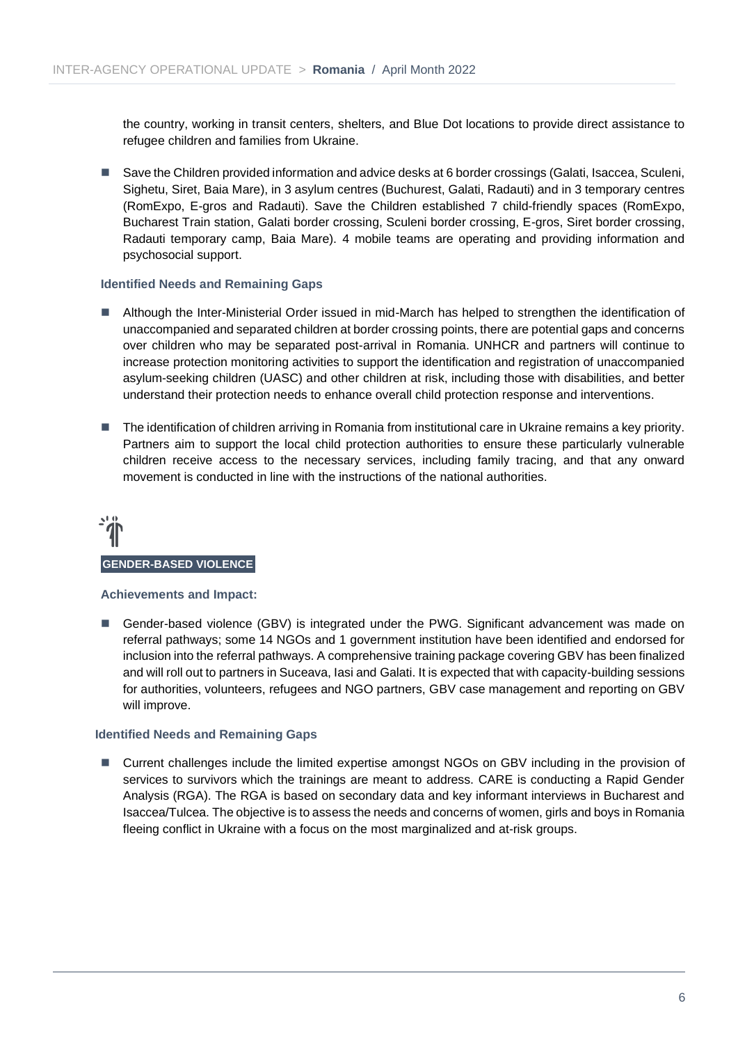the country, working in transit centers, shelters, and Blue Dot locations to provide direct assistance to refugee children and families from Ukraine.

- Save the Children provided information and advice desks at 6 border crossings (Galati, Isaccea, Sculeni, Sighetu, Siret, Baia Mare), in 3 asylum centres (Buchurest, Galati, Radauti) and in 3 temporary centres (RomExpo, E-gros and Radauti). Save the Children established 7 child-friendly spaces (RomExpo, Bucharest Train station, Galati border crossing, Sculeni border crossing, E-gros, Siret border crossing, Radauti temporary camp, Baia Mare). 4 mobile teams are operating and providing information and psychosocial support.

**Identified Needs and Remaining Gaps**

- Although the Inter-Ministerial Order issued in mid-March has helped to strengthen the identification of unaccompanied and separated children at border crossing points, there are potential gaps and concerns over children who may be separated post-arrival in Romania. UNHCR and partners will continue to increase protection monitoring activities to support the identification and registration of unaccompanied asylum-seeking children (UASC) and other children at risk, including those with disabilities, and better understand their protection needs to enhance overall child protection response and interventions.
- The identification of children arriving in Romania from institutional care in Ukraine remains a key priority. Partners aim to support the local child protection authorities to ensure these particularly vulnerable children receive access to the necessary services, including family tracing, and that any onward movement is conducted in line with the instructions of the national authorities.

## GENDER-BASED VIOLENCE

**Achievements and Impact:**

- Gender-based violence (GBV) is integrated under the PWG. Significant advancement was made on referral pathways; some 14 NGOs and 1 government institution have been identified and endorsed for inclusion into the referral pathways. A comprehensive training package covering GBV has been finalized and will roll out to partners in Suceava, Iasi and Galati. It is expected that with capacity-building sessions for authorities, volunteers, refugees and NGO partners, GBV case management and reporting on GBV will improve.

**Identified Needs and Remaining Gaps**

- Current challenges include the limited expertise amongst NGOs on GBV including in the provision of services to survivors which the trainings are meant to address. CARE is conducting a Rapid Gender Analysis (RGA). The RGA is based on secondary data and key informant interviews in Bucharest and Isaccea/Tulcea. The objective is to assess the needs and concerns of women, girls and boys in Romania fleeing conflict in Ukraine with a focus on the most marginalized and at-risk groups.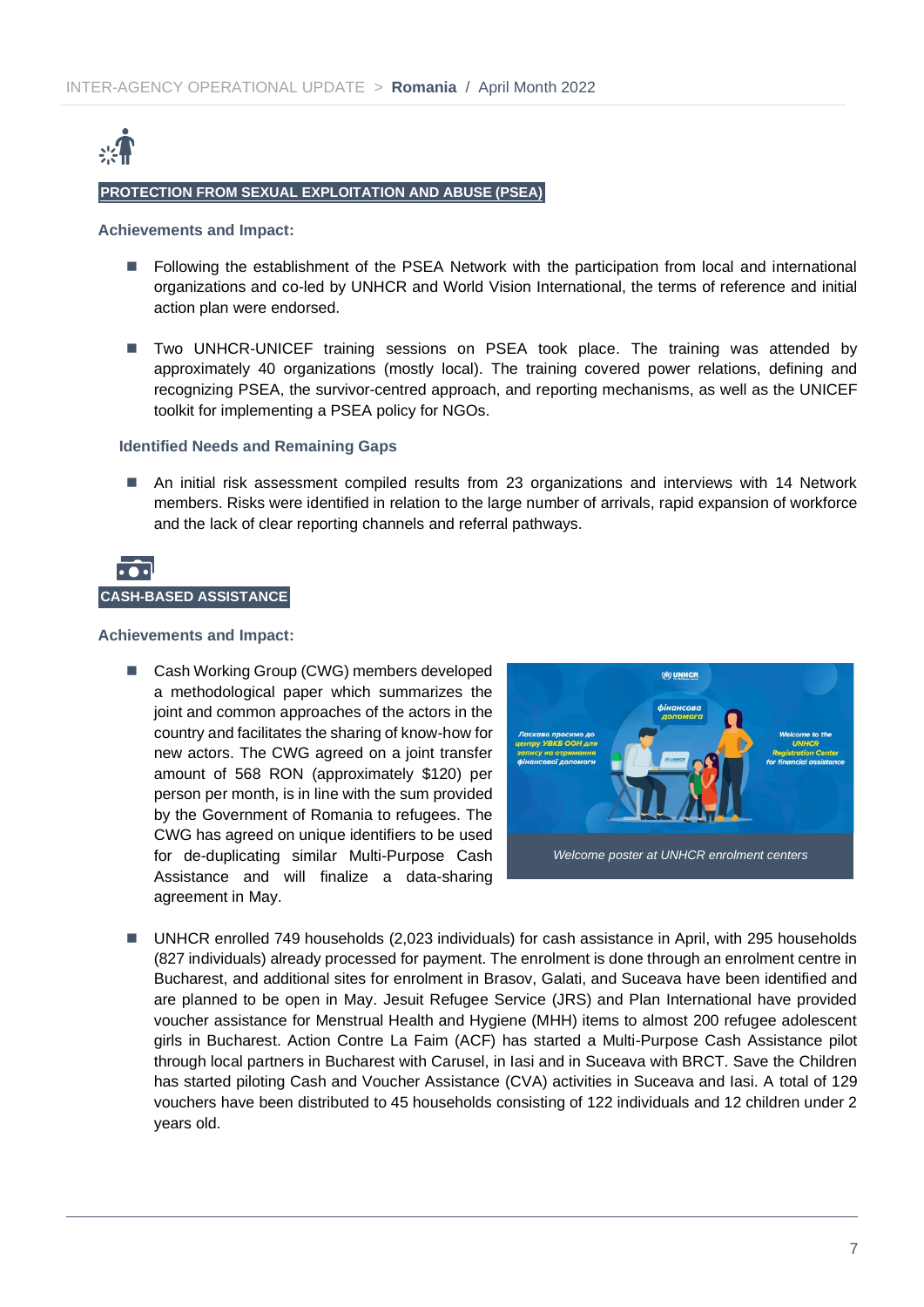## PROTECTION FROM SEXUAL EXPLOITATION AND ABUSE (PSEA)

**Achievements and Impact:**

- Following the establishment of the PSEA Network with the participation from local and international organizations and co-led by UNHCR and World Vision International, the terms of reference and initial action plan were endorsed.

- Two UNHCR-UNICEF training sessions on PSEA took place. The training was attended by approximately 40 organizations (mostly local). The training covered power relations, defining and recognizing PSEA, the survivor-centred approach, and reporting mechanisms, as well as the UNICEF toolkit for implementing a PSEA policy for NGOs.

**Identified Needs and Remaining Gaps**

- An initial risk assessment compiled results from 23 organizations and interviews with 14 Network members. Risks were identified in relation to the large number of arrivals, rapid expansion of workforce and the lack of clear reporting channels and referral pathways.

## CASH-BASED ASSISTANCE

**Achievements and Impact:**

- Cash Working Group (CWG) members developed a methodological paper which summarizes the joint and common approaches of the actors in the country and facilitates the sharing of know-how for new actors. The CWG agreed on a joint transfer amount of 568 RON (approximately $120) per person per month, is in line with the sum provided by the Government of Romania to refugees. The CWG has agreed on unique identifiers to be used for de-duplicating similar Multi-Purpose Cash Assistance and will finalize a data-sharing agreement in May.

*Welcome poster at UNHCR enrolment centers*

- UNHCR enrolled 749 households (2,023 individuals) for cash assistance in April, with 295 households (827 individuals) already processed for payment. The enrolment is done through an enrolment centre in Bucharest, and additional sites for enrolment in Brasov, Galati, and Suceava have been identified and are planned to be open in May. Jesuit Refugee Service (JRS) and Plan International have provided voucher assistance for Menstrual Health and Hygiene (MHH) items to almost 200 refugee adolescent girls in Bucharest. Action Contre La Faim (ACF) has started a Multi-Purpose Cash Assistance pilot through local partners in Bucharest with Carusel, in Iasi and in Suceava with BRCT. Save the Children has started piloting Cash and Voucher Assistance (CVA) activities in Suceava and Iasi. A total of 129 vouchers have been distributed to 45 households consisting of 122 individuals and 12 children under 2 years old.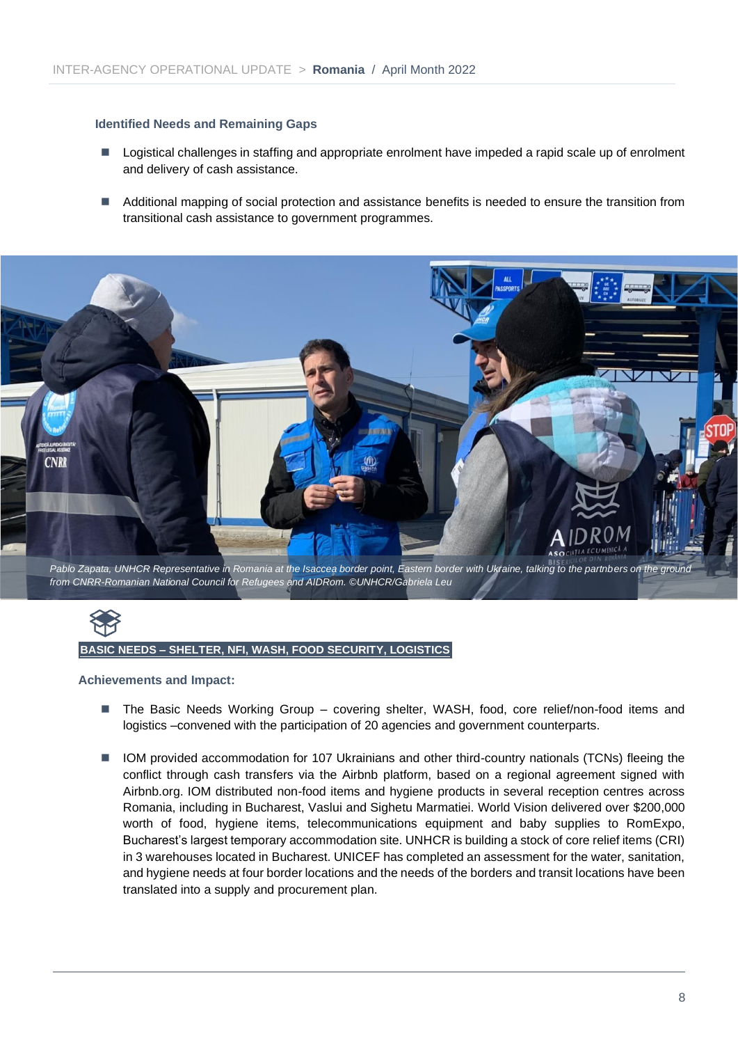### Identified Needs and Remaining Gaps

- Logistical challenges in staffing and appropriate enrolment have impeded a rapid scale up of enrolment and delivery of cash assistance.
- Additional mapping of social protection and assistance benefits is needed to ensure the transition from transitional cash assistance to government programmes.

*Pablo Zapata, UNHCR Representative in Romania at the Isaccea border point, Eastern border with Ukraine, talking to the partnbers on the ground from CNRR-Romanian National Council for Refugees and AIDRom. ©UNHCR/Gabriela Leu*

## BASIC NEEDS – SHELTER, NFI, WASH, FOOD SECURITY, LOGISTICS

### Achievements and Impact:

- The Basic Needs Working Group – covering shelter, WASH, food, core relief/non-food items and logistics –convened with the participation of 20 agencies and government counterparts.
- IOM provided accommodation for 107 Ukrainians and other third-country nationals (TCNs) fleeing the conflict through cash transfers via the Airbnb platform, based on a regional agreement signed with Airbnb.org. IOM distributed non-food items and hygiene products in several reception centres across Romania, including in Bucharest, Vaslui and Sighetu Marmatiei. World Vision delivered over $200,000 worth of food, hygiene items, telecommunications equipment and baby supplies to RomExpo, Bucharest's largest temporary accommodation site. UNHCR is building a stock of core relief items (CRI) in 3 warehouses located in Bucharest. UNICEF has completed an assessment for the water, sanitation, and hygiene needs at four border locations and the needs of the borders and transit locations have been translated into a supply and procurement plan.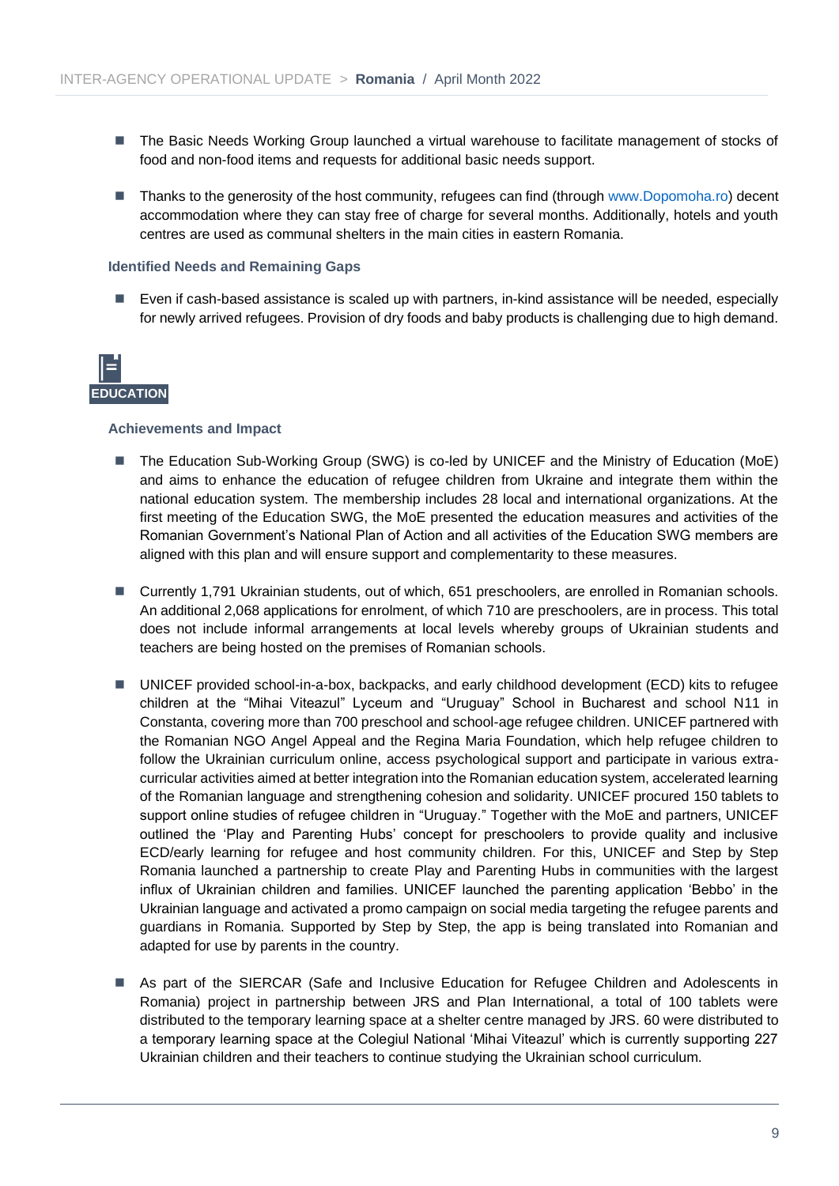- The Basic Needs Working Group launched a virtual warehouse to facilitate management of stocks of food and non-food items and requests for additional basic needs support.

- Thanks to the generosity of the host community, refugees can find (through www.Dopomoha.ro) decent accommodation where they can stay free of charge for several months. Additionally, hotels and youth centres are used as communal shelters in the main cities in eastern Romania.

### Identified Needs and Remaining Gaps

- Even if cash-based assistance is scaled up with partners, in-kind assistance will be needed, especially for newly arrived refugees. Provision of dry foods and baby products is challenging due to high demand.

## EDUCATION

### Achievements and Impact

- The Education Sub-Working Group (SWG) is co-led by UNICEF and the Ministry of Education (MoE) and aims to enhance the education of refugee children from Ukraine and integrate them within the national education system. The membership includes 28 local and international organizations. At the first meeting of the Education SWG, the MoE presented the education measures and activities of the Romanian Government's National Plan of Action and all activities of the Education SWG members are aligned with this plan and will ensure support and complementarity to these measures.

- Currently 1,791 Ukrainian students, out of which, 651 preschoolers, are enrolled in Romanian schools. An additional 2,068 applications for enrolment, of which 710 are preschoolers, are in process. This total does not include informal arrangements at local levels whereby groups of Ukrainian students and teachers are being hosted on the premises of Romanian schools.

- UNICEF provided school-in-a-box, backpacks, and early childhood development (ECD) kits to refugee children at the "Mihai Viteazul" Lyceum and "Uruguay" School in Bucharest and school N11 in Constanta, covering more than 700 preschool and school-age refugee children. UNICEF partnered with the Romanian NGO Angel Appeal and the Regina Maria Foundation, which help refugee children to follow the Ukrainian curriculum online, access psychological support and participate in various extra-curricular activities aimed at better integration into the Romanian education system, accelerated learning of the Romanian language and strengthening cohesion and solidarity. UNICEF procured 150 tablets to support online studies of refugee children in "Uruguay." Together with the MoE and partners, UNICEF outlined the 'Play and Parenting Hubs' concept for preschoolers to provide quality and inclusive ECD/early learning for refugee and host community children. For this, UNICEF and Step by Step Romania launched a partnership to create Play and Parenting Hubs in communities with the largest influx of Ukrainian children and families. UNICEF launched the parenting application 'Bebbo' in the Ukrainian language and activated a promo campaign on social media targeting the refugee parents and guardians in Romania. Supported by Step by Step, the app is being translated into Romanian and adapted for use by parents in the country.

- As part of the SIERCAR (Safe and Inclusive Education for Refugee Children and Adolescents in Romania) project in partnership between JRS and Plan International, a total of 100 tablets were distributed to the temporary learning space at a shelter centre managed by JRS. 60 were distributed to a temporary learning space at the Colegiul National 'Mihai Viteazul' which is currently supporting 227 Ukrainian children and their teachers to continue studying the Ukrainian school curriculum.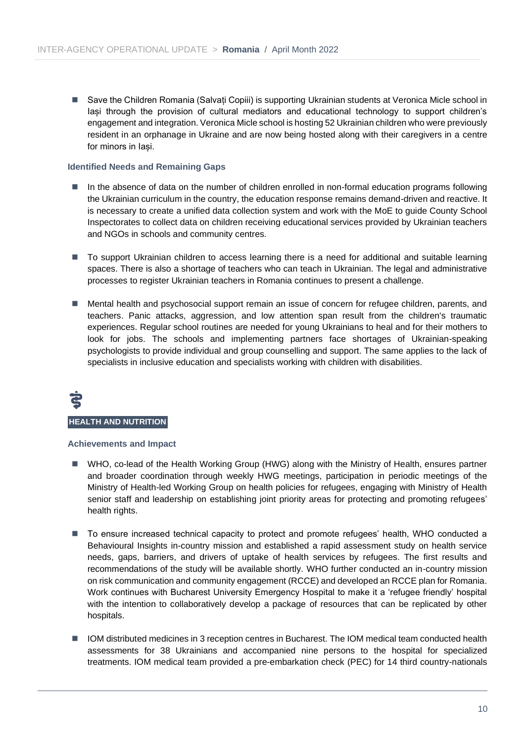- Save the Children Romania (Salvați Copiii) is supporting Ukrainian students at Veronica Micle school in Iași through the provision of cultural mediators and educational technology to support children's engagement and integration. Veronica Micle school is hosting 52 Ukrainian children who were previously resident in an orphanage in Ukraine and are now being hosted along with their caregivers in a centre for minors in Iași.

#### Identified Needs and Remaining Gaps

- In the absence of data on the number of children enrolled in non-formal education programs following the Ukrainian curriculum in the country, the education response remains demand-driven and reactive. It is necessary to create a unified data collection system and work with the MoE to guide County School Inspectorates to collect data on children receiving educational services provided by Ukrainian teachers and NGOs in schools and community centres.

- To support Ukrainian children to access learning there is a need for additional and suitable learning spaces. There is also a shortage of teachers who can teach in Ukrainian. The legal and administrative processes to register Ukrainian teachers in Romania continues to present a challenge.

- Mental health and psychosocial support remain an issue of concern for refugee children, parents, and teachers. Panic attacks, aggression, and low attention span result from the children's traumatic experiences. Regular school routines are needed for young Ukrainians to heal and for their mothers to look for jobs. The schools and implementing partners face shortages of Ukrainian-speaking psychologists to provide individual and group counselling and support. The same applies to the lack of specialists in inclusive education and specialists working with children with disabilities.

### HEALTH AND NUTRITION

#### Achievements and Impact

- WHO, co-lead of the Health Working Group (HWG) along with the Ministry of Health, ensures partner and broader coordination through weekly HWG meetings, participation in periodic meetings of the Ministry of Health-led Working Group on health policies for refugees, engaging with Ministry of Health senior staff and leadership on establishing joint priority areas for protecting and promoting refugees' health rights.

- To ensure increased technical capacity to protect and promote refugees' health, WHO conducted a Behavioural Insights in-country mission and established a rapid assessment study on health service needs, gaps, barriers, and drivers of uptake of health services by refugees. The first results and recommendations of the study will be available shortly. WHO further conducted an in-country mission on risk communication and community engagement (RCCE) and developed an RCCE plan for Romania. Work continues with Bucharest University Emergency Hospital to make it a 'refugee friendly' hospital with the intention to collaboratively develop a package of resources that can be replicated by other hospitals.

- IOM distributed medicines in 3 reception centres in Bucharest. The IOM medical team conducted health assessments for 38 Ukrainians and accompanied nine persons to the hospital for specialized treatments. IOM medical team provided a pre-embarkation check (PEC) for 14 third country-nationals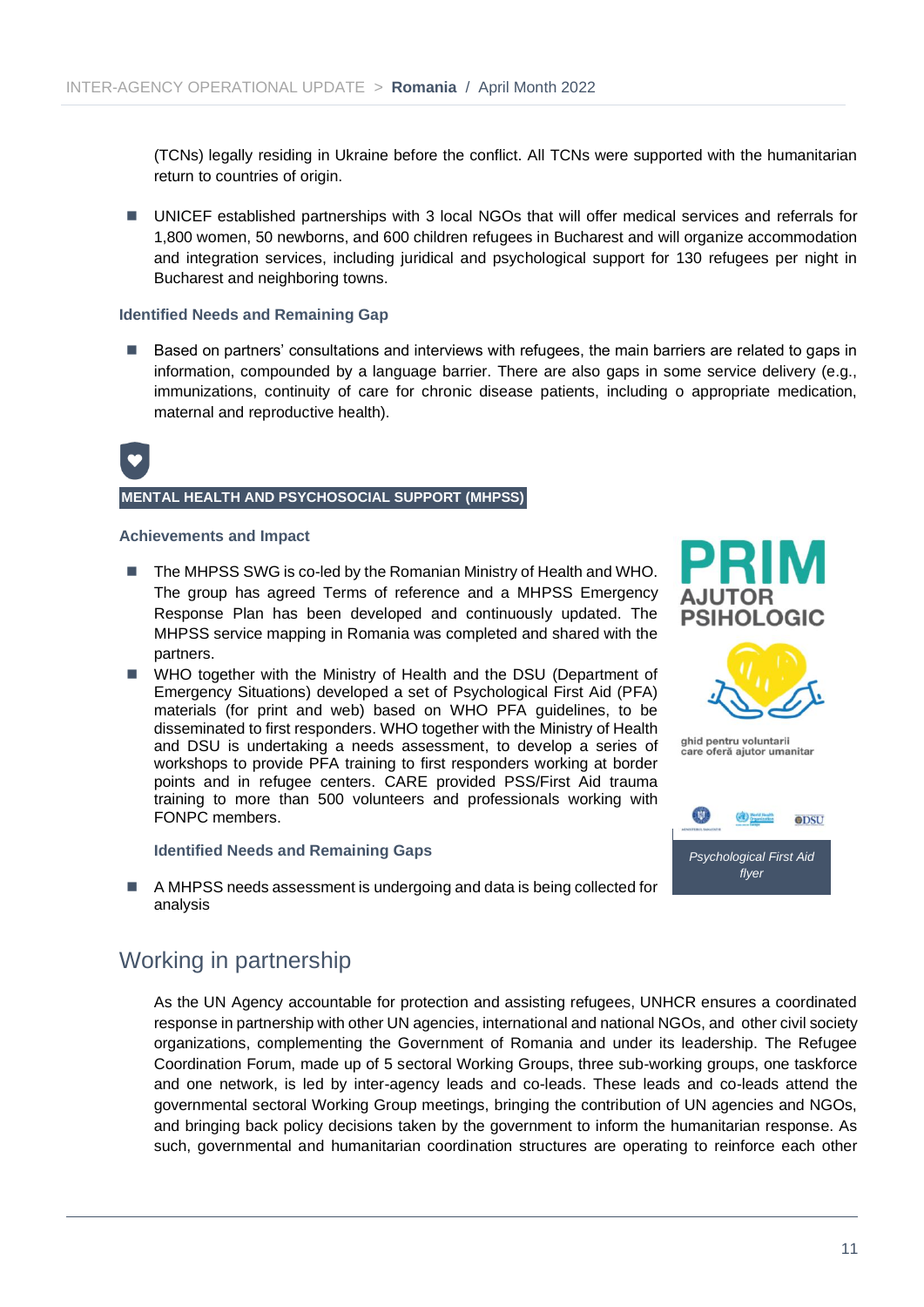(TCNs) legally residing in Ukraine before the conflict. All TCNs were supported with the humanitarian return to countries of origin.

- UNICEF established partnerships with 3 local NGOs that will offer medical services and referrals for 1,800 women, 50 newborns, and 600 children refugees in Bucharest and will organize accommodation and integration services, including juridical and psychological support for 130 refugees per night in Bucharest and neighboring towns.

#### Identified Needs and Remaining Gap

- Based on partners' consultations and interviews with refugees, the main barriers are related to gaps in information, compounded by a language barrier. There are also gaps in some service delivery (e.g., immunizations, continuity of care for chronic disease patients, including o appropriate medication, maternal and reproductive health).

### MENTAL HEALTH AND PSYCHOSOCIAL SUPPORT (MHPSS)

#### Achievements and Impact

- The MHPSS SWG is co-led by the Romanian Ministry of Health and WHO. The group has agreed Terms of reference and a MHPSS Emergency Response Plan has been developed and continuously updated. The MHPSS service mapping in Romania was completed and shared with the partners.
- WHO together with the Ministry of Health and the DSU (Department of Emergency Situations) developed a set of Psychological First Aid (PFA) materials (for print and web) based on WHO PFA guidelines, to be disseminated to first responders. WHO together with the Ministry of Health and DSU is undertaking a needs assessment, to develop a series of workshops to provide PFA training to first responders working at border points and in refugee centers. CARE provided PSS/First Aid trauma training to more than 500 volunteers and professionals working with FONPC members.

PRIM AJUTOR PSIHOLOGIC

ghid pentru voluntarii care oferă ajutor umanitar

*Psychological First Aid flyer*

#### Identified Needs and Remaining Gaps

- A MHPSS needs assessment is undergoing and data is being collected for analysis

## Working in partnership

As the UN Agency accountable for protection and assisting refugees, UNHCR ensures a coordinated response in partnership with other UN agencies, international and national NGOs, and other civil society organizations, complementing the Government of Romania and under its leadership. The Refugee Coordination Forum, made up of 5 sectoral Working Groups, three sub-working groups, one taskforce and one network, is led by inter-agency leads and co-leads. These leads and co-leads attend the governmental sectoral Working Group meetings, bringing the contribution of UN agencies and NGOs, and bringing back policy decisions taken by the government to inform the humanitarian response. As such, governmental and humanitarian coordination structures are operating to reinforce each other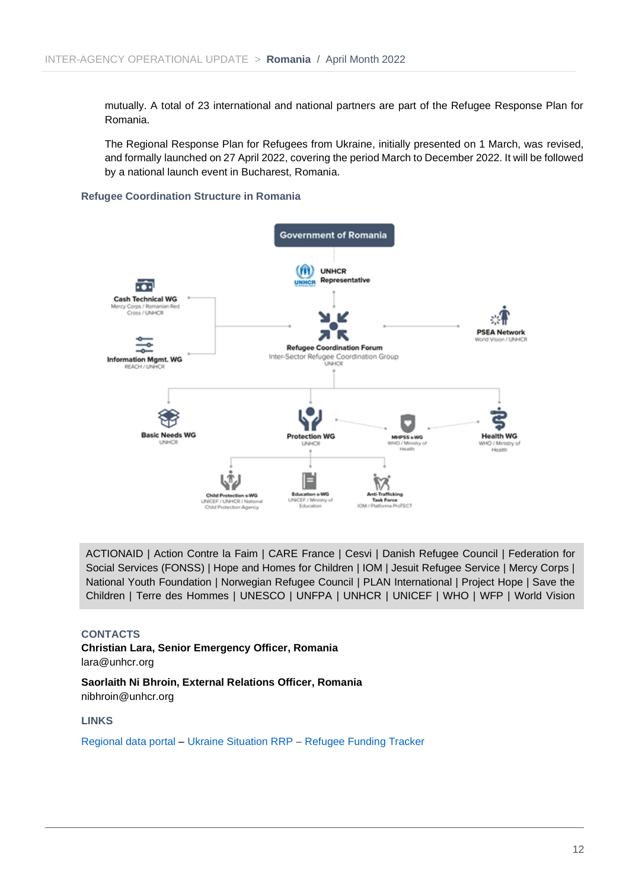mutually. A total of 23 international and national partners are part of the Refugee Response Plan for Romania.

The Regional Response Plan for Refugees from Ukraine, initially presented on 1 March, was revised, and formally launched on 27 April 2022, covering the period March to December 2022. It will be followed by a national launch event in Bucharest, Romania.

### Refugee Coordination Structure in Romania

Government of Romania

UNHCR Representative

Cash Technical WG
Mercy Corps / Romanian Red Cross / UNHCR

Information Mgmt. WG
REACH / UNHCR

Refugee Coordination Forum
Inter-Sector Refugee Coordination Group
UNHCR

PSEA Network
World Vision / UNHCR

Basic Needs WG
UNHCR

Protection WG
UNHCR

MHPSS s-WG
WHO / Ministry of Health

Health WG
WHO / Ministry of Health

Child Protection s-WG
UNICEF / UNHCR / National Child Protection Agency

Education s-WG
UNICEF / Ministry of Education

Anti-Trafficking Task Force
IOM / Platforma ProTECT

ACTIONAID | Action Contre la Faim | CARE France | Cesvi | Danish Refugee Council | Federation for Social Services (FONSS) | Hope and Homes for Children | IOM | Jesuit Refugee Service | Mercy Corps | National Youth Foundation | Norwegian Refugee Council | PLAN International | Project Hope | Save the Children | Terre des Hommes | UNESCO | UNFPA | UNHCR | UNICEF | WHO | WFP | World Vision

**CONTACTS**

**Christian Lara, Senior Emergency Officer, Romania**
lara@unhcr.org

**Saorlaith Ni Bhroin, External Relations Officer, Romania**
nibhroin@unhcr.org

**LINKS**

Regional data portal – Ukraine Situation RRP – Refugee Funding Tracker